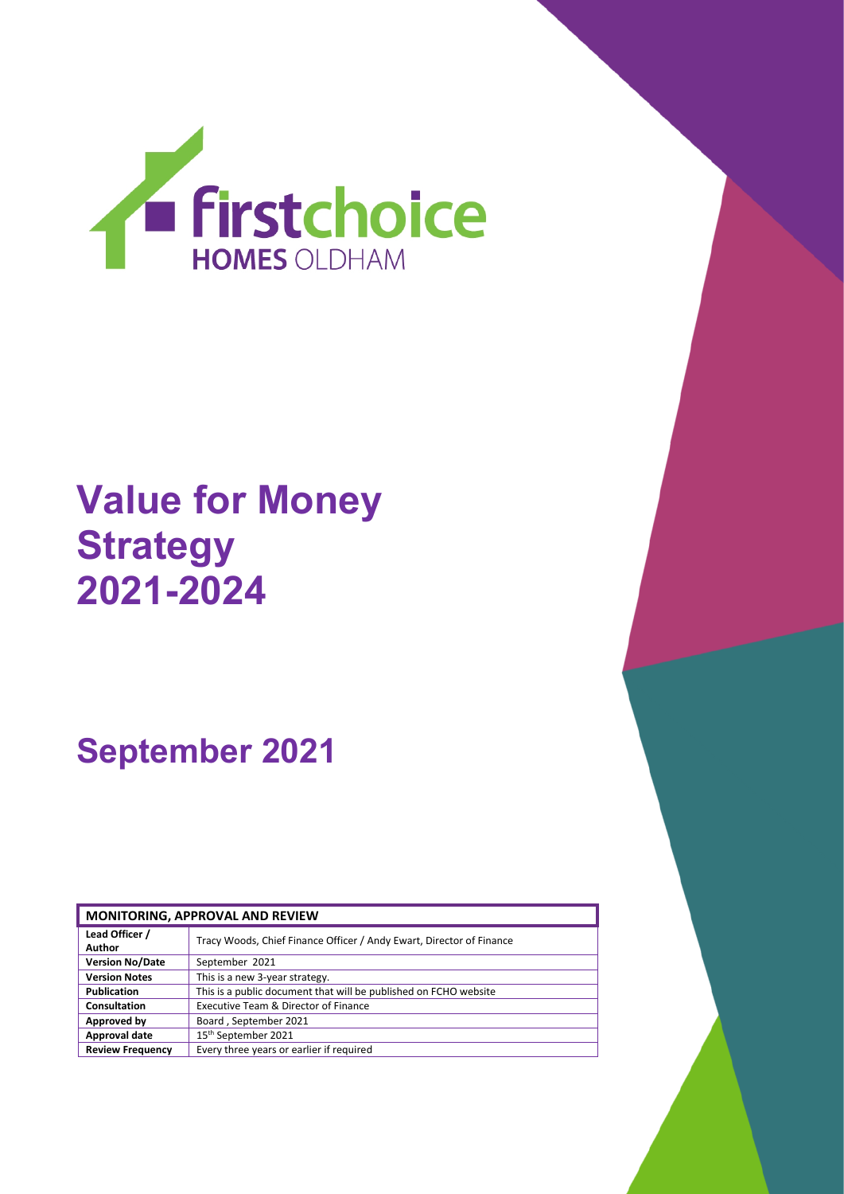firstchoice HOMES OLDHAM

# Value for Money Strategy 2021-2024

## September 2021

| MONITORING, APPROVAL AND REVIEW | |
|---|---|
| **Lead Officer / Author** | Tracy Woods, Chief Finance Officer / Andy Ewart, Director of Finance |
| **Version No/Date** | September 2021 |
| **Version Notes** | This is a new 3-year strategy. |
| **Publication** | This is a public document that will be published on FCHO website |
| **Consultation** | Executive Team & Director of Finance |
| **Approved by** | Board , September 2021 |
| **Approval date** | 15th September 2021 |
| **Review Frequency** | Every three years or earlier if required |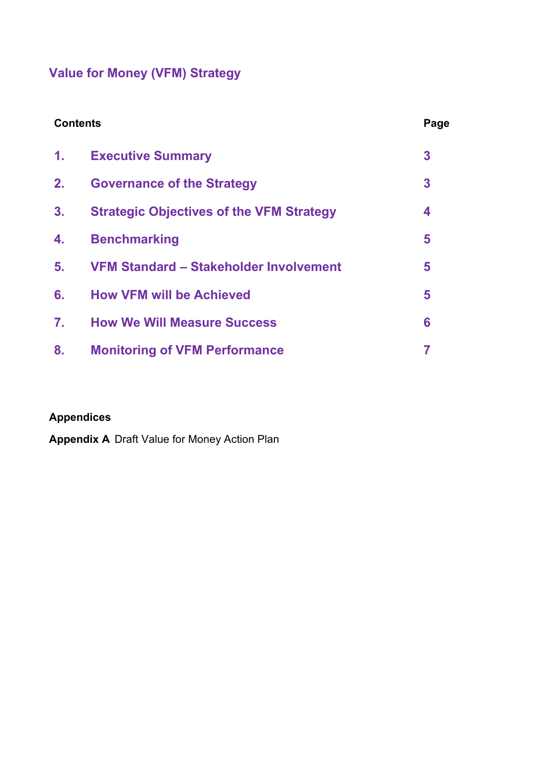# Value for Money (VFM) Strategy

| Contents | | Page |
|---|---|---|
| **1.** | **Executive Summary** | **3** |
| **2.** | **Governance of the Strategy** | **3** |
| **3.** | **Strategic Objectives of the VFM Strategy** | **4** |
| **4.** | **Benchmarking** | **5** |
| **5.** | **VFM Standard – Stakeholder Involvement** | **5** |
| **6.** | **How VFM will be Achieved** | **5** |
| **7.** | **How We Will Measure Success** | **6** |
| **8.** | **Monitoring of VFM Performance** | **7** |

**Appendices**

**Appendix A** Draft Value for Money Action Plan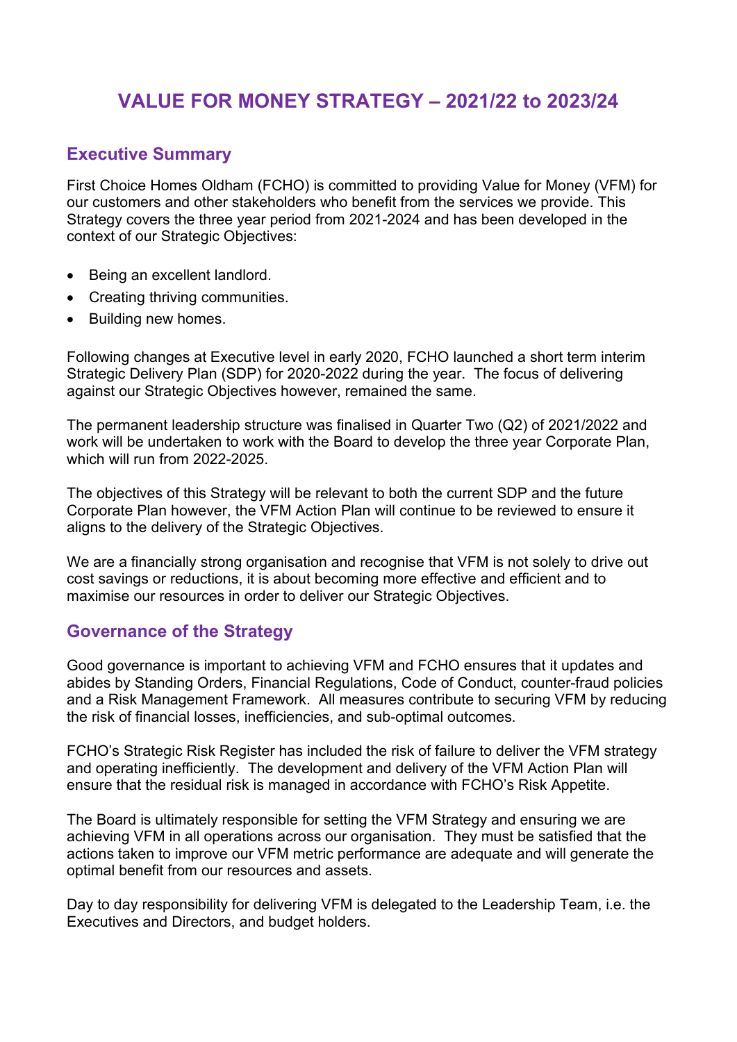# VALUE FOR MONEY STRATEGY – 2021/22 to 2023/24

## Executive Summary

First Choice Homes Oldham (FCHO) is committed to providing Value for Money (VFM) for our customers and other stakeholders who benefit from the services we provide. This Strategy covers the three year period from 2021-2024 and has been developed in the context of our Strategic Objectives:

- Being an excellent landlord.
- Creating thriving communities.
- Building new homes.

Following changes at Executive level in early 2020, FCHO launched a short term interim Strategic Delivery Plan (SDP) for 2020-2022 during the year. The focus of delivering against our Strategic Objectives however, remained the same.

The permanent leadership structure was finalised in Quarter Two (Q2) of 2021/2022 and work will be undertaken to work with the Board to develop the three year Corporate Plan, which will run from 2022-2025.

The objectives of this Strategy will be relevant to both the current SDP and the future Corporate Plan however, the VFM Action Plan will continue to be reviewed to ensure it aligns to the delivery of the Strategic Objectives.

We are a financially strong organisation and recognise that VFM is not solely to drive out cost savings or reductions, it is about becoming more effective and efficient and to maximise our resources in order to deliver our Strategic Objectives.

## Governance of the Strategy

Good governance is important to achieving VFM and FCHO ensures that it updates and abides by Standing Orders, Financial Regulations, Code of Conduct, counter-fraud policies and a Risk Management Framework. All measures contribute to securing VFM by reducing the risk of financial losses, inefficiencies, and sub-optimal outcomes.

FCHO's Strategic Risk Register has included the risk of failure to deliver the VFM strategy and operating inefficiently. The development and delivery of the VFM Action Plan will ensure that the residual risk is managed in accordance with FCHO's Risk Appetite.

The Board is ultimately responsible for setting the VFM Strategy and ensuring we are achieving VFM in all operations across our organisation. They must be satisfied that the actions taken to improve our VFM metric performance are adequate and will generate the optimal benefit from our resources and assets.

Day to day responsibility for delivering VFM is delegated to the Leadership Team, i.e. the Executives and Directors, and budget holders.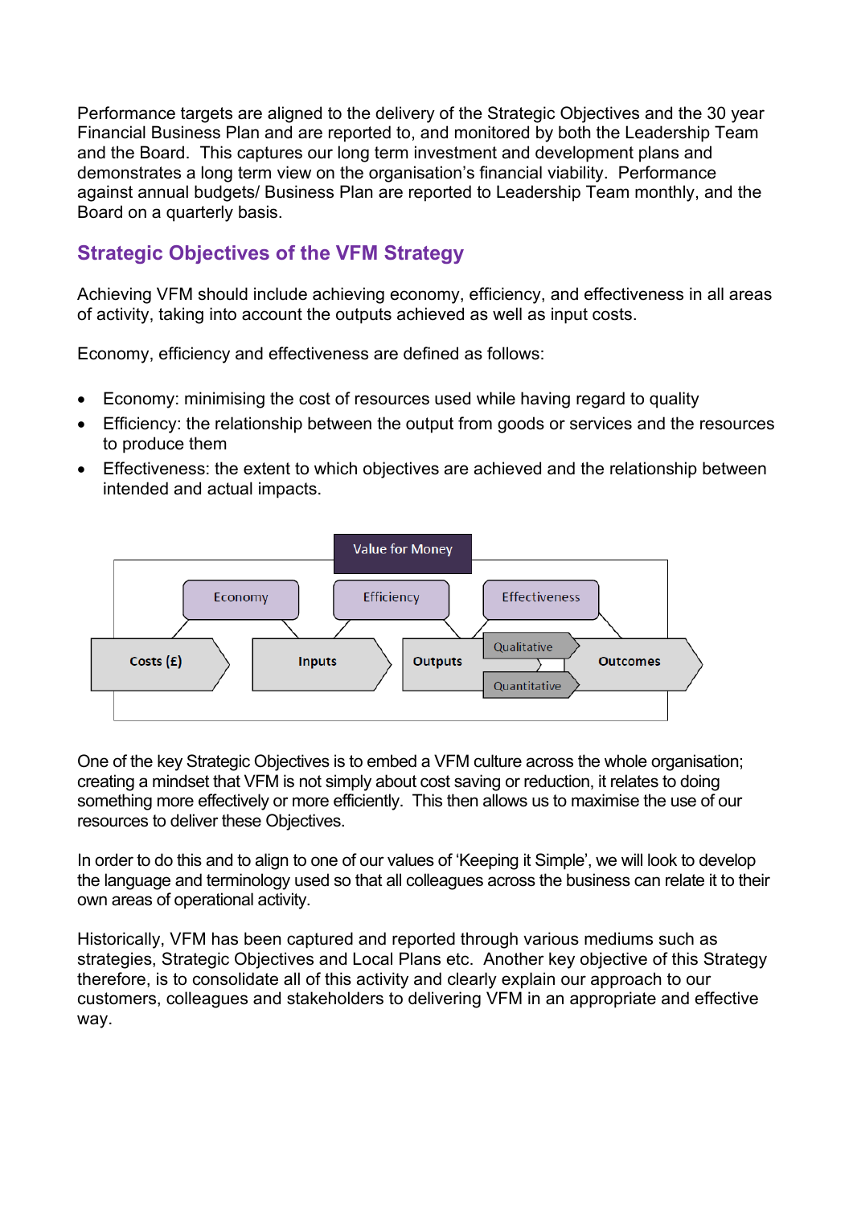Performance targets are aligned to the delivery of the Strategic Objectives and the 30 year Financial Business Plan and are reported to, and monitored by both the Leadership Team and the Board. This captures our long term investment and development plans and demonstrates a long term view on the organisation's financial viability. Performance against annual budgets/ Business Plan are reported to Leadership Team monthly, and the Board on a quarterly basis.

## Strategic Objectives of the VFM Strategy

Achieving VFM should include achieving economy, efficiency, and effectiveness in all areas of activity, taking into account the outputs achieved as well as input costs.

Economy, efficiency and effectiveness are defined as follows:

- Economy: minimising the cost of resources used while having regard to quality
- Efficiency: the relationship between the output from goods or services and the resources to produce them
- Effectiveness: the extent to which objectives are achieved and the relationship between intended and actual impacts.

Value for Money

Economy | Efficiency | Effectiveness

Costs (£) → Inputs → Outputs → Qualitative / Quantitative → Outcomes

One of the key Strategic Objectives is to embed a VFM culture across the whole organisation; creating a mindset that VFM is not simply about cost saving or reduction, it relates to doing something more effectively or more efficiently. This then allows us to maximise the use of our resources to deliver these Objectives.

In order to do this and to align to one of our values of 'Keeping it Simple', we will look to develop the language and terminology used so that all colleagues across the business can relate it to their own areas of operational activity.

Historically, VFM has been captured and reported through various mediums such as strategies, Strategic Objectives and Local Plans etc. Another key objective of this Strategy therefore, is to consolidate all of this activity and clearly explain our approach to our customers, colleagues and stakeholders to delivering VFM in an appropriate and effective way.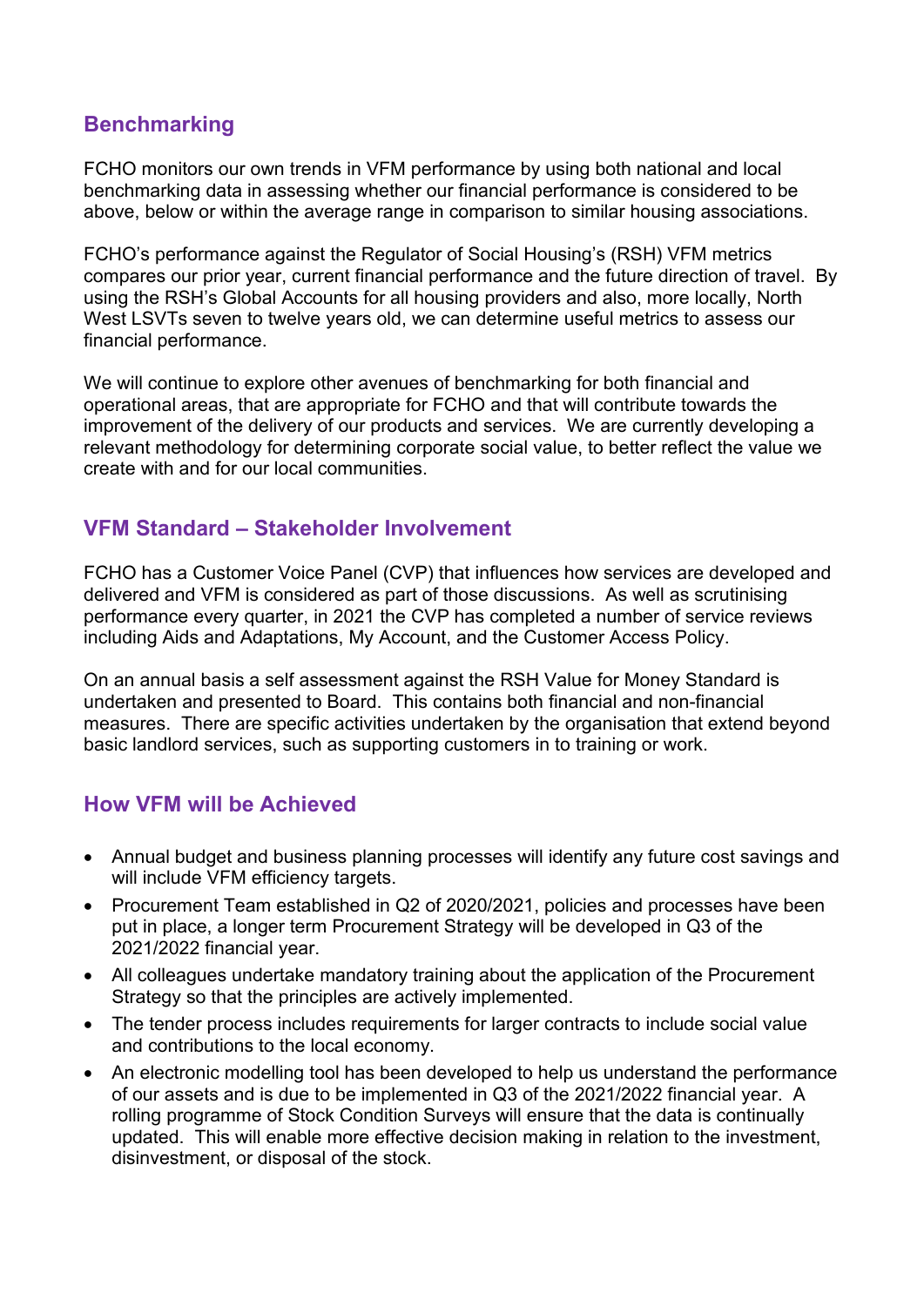## Benchmarking

FCHO monitors our own trends in VFM performance by using both national and local benchmarking data in assessing whether our financial performance is considered to be above, below or within the average range in comparison to similar housing associations.

FCHO's performance against the Regulator of Social Housing's (RSH) VFM metrics compares our prior year, current financial performance and the future direction of travel. By using the RSH's Global Accounts for all housing providers and also, more locally, North West LSVTs seven to twelve years old, we can determine useful metrics to assess our financial performance.

We will continue to explore other avenues of benchmarking for both financial and operational areas, that are appropriate for FCHO and that will contribute towards the improvement of the delivery of our products and services. We are currently developing a relevant methodology for determining corporate social value, to better reflect the value we create with and for our local communities.

## VFM Standard – Stakeholder Involvement

FCHO has a Customer Voice Panel (CVP) that influences how services are developed and delivered and VFM is considered as part of those discussions. As well as scrutinising performance every quarter, in 2021 the CVP has completed a number of service reviews including Aids and Adaptations, My Account, and the Customer Access Policy.

On an annual basis a self assessment against the RSH Value for Money Standard is undertaken and presented to Board. This contains both financial and non-financial measures. There are specific activities undertaken by the organisation that extend beyond basic landlord services, such as supporting customers in to training or work.

## How VFM will be Achieved

- Annual budget and business planning processes will identify any future cost savings and will include VFM efficiency targets.
- Procurement Team established in Q2 of 2020/2021, policies and processes have been put in place, a longer term Procurement Strategy will be developed in Q3 of the 2021/2022 financial year.
- All colleagues undertake mandatory training about the application of the Procurement Strategy so that the principles are actively implemented.
- The tender process includes requirements for larger contracts to include social value and contributions to the local economy.
- An electronic modelling tool has been developed to help us understand the performance of our assets and is due to be implemented in Q3 of the 2021/2022 financial year. A rolling programme of Stock Condition Surveys will ensure that the data is continually updated. This will enable more effective decision making in relation to the investment, disinvestment, or disposal of the stock.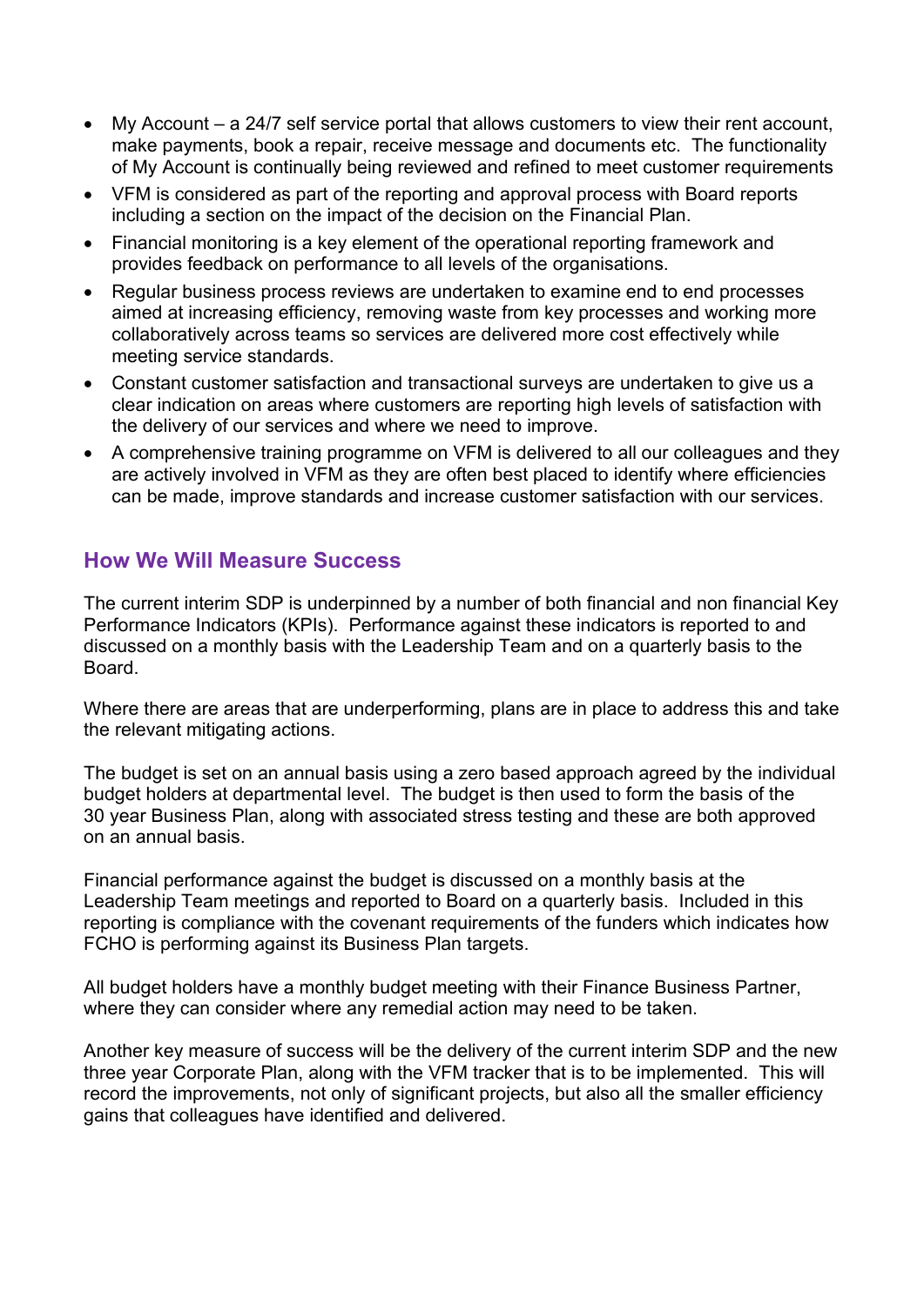- My Account – a 24/7 self service portal that allows customers to view their rent account, make payments, book a repair, receive message and documents etc. The functionality of My Account is continually being reviewed and refined to meet customer requirements
- VFM is considered as part of the reporting and approval process with Board reports including a section on the impact of the decision on the Financial Plan.
- Financial monitoring is a key element of the operational reporting framework and provides feedback on performance to all levels of the organisations.
- Regular business process reviews are undertaken to examine end to end processes aimed at increasing efficiency, removing waste from key processes and working more collaboratively across teams so services are delivered more cost effectively while meeting service standards.
- Constant customer satisfaction and transactional surveys are undertaken to give us a clear indication on areas where customers are reporting high levels of satisfaction with the delivery of our services and where we need to improve.
- A comprehensive training programme on VFM is delivered to all our colleagues and they are actively involved in VFM as they are often best placed to identify where efficiencies can be made, improve standards and increase customer satisfaction with our services.

## How We Will Measure Success

The current interim SDP is underpinned by a number of both financial and non financial Key Performance Indicators (KPIs). Performance against these indicators is reported to and discussed on a monthly basis with the Leadership Team and on a quarterly basis to the Board.

Where there are areas that are underperforming, plans are in place to address this and take the relevant mitigating actions.

The budget is set on an annual basis using a zero based approach agreed by the individual budget holders at departmental level. The budget is then used to form the basis of the 30 year Business Plan, along with associated stress testing and these are both approved on an annual basis.

Financial performance against the budget is discussed on a monthly basis at the Leadership Team meetings and reported to Board on a quarterly basis. Included in this reporting is compliance with the covenant requirements of the funders which indicates how FCHO is performing against its Business Plan targets.

All budget holders have a monthly budget meeting with their Finance Business Partner, where they can consider where any remedial action may need to be taken.

Another key measure of success will be the delivery of the current interim SDP and the new three year Corporate Plan, along with the VFM tracker that is to be implemented. This will record the improvements, not only of significant projects, but also all the smaller efficiency gains that colleagues have identified and delivered.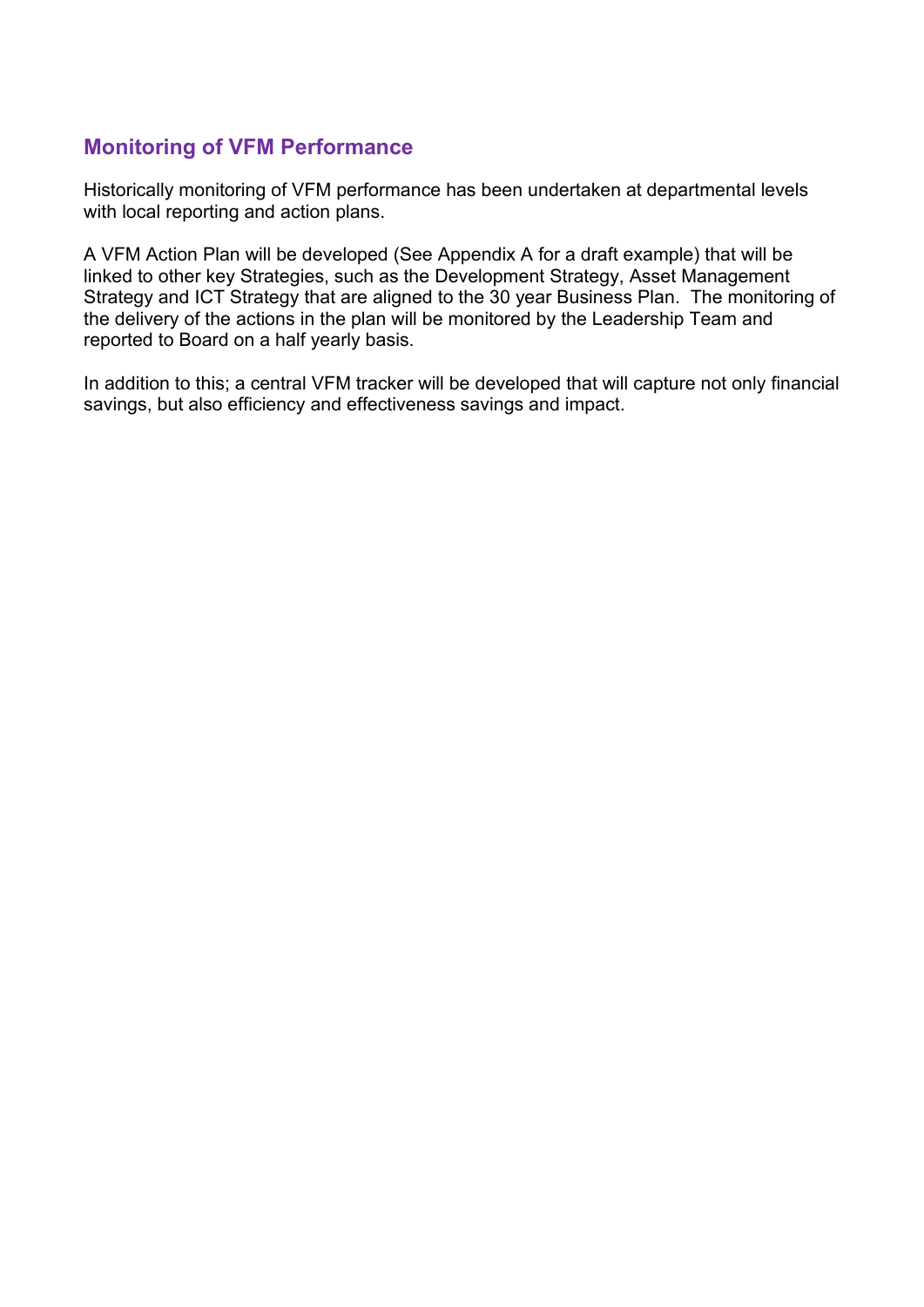## Monitoring of VFM Performance

Historically monitoring of VFM performance has been undertaken at departmental levels with local reporting and action plans.

A VFM Action Plan will be developed (See Appendix A for a draft example) that will be linked to other key Strategies, such as the Development Strategy, Asset Management Strategy and ICT Strategy that are aligned to the 30 year Business Plan. The monitoring of the delivery of the actions in the plan will be monitored by the Leadership Team and reported to Board on a half yearly basis.

In addition to this; a central VFM tracker will be developed that will capture not only financial savings, but also efficiency and effectiveness savings and impact.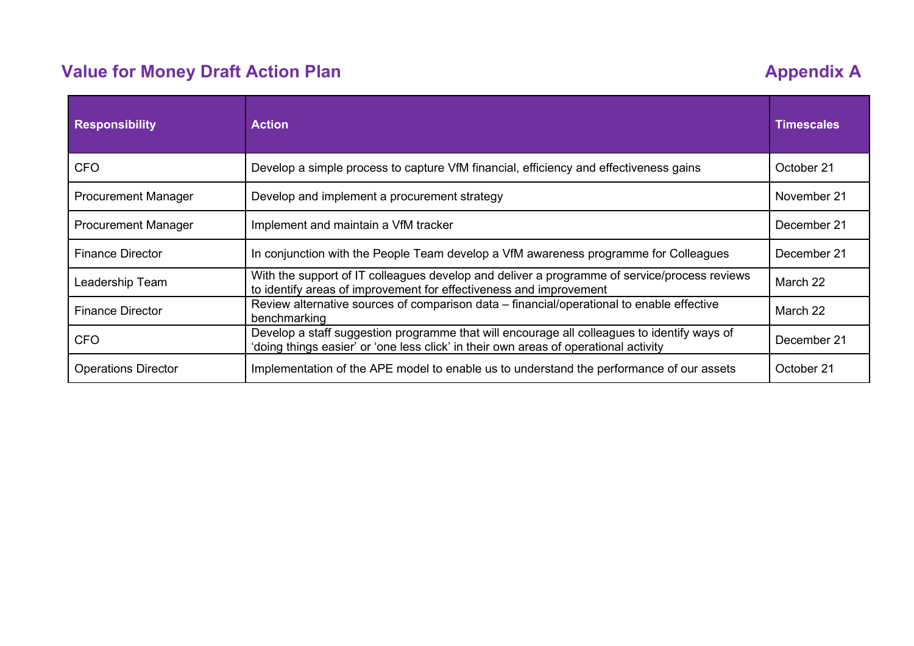# Value for Money Draft Action Plan

## Appendix A

| Responsibility | Action | Timescales |
|---|---|---|
| CFO | Develop a simple process to capture VfM financial, efficiency and effectiveness gains | October 21 |
| Procurement Manager | Develop and implement a procurement strategy | November 21 |
| Procurement Manager | Implement and maintain a VfM tracker | December 21 |
| Finance Director | In conjunction with the People Team develop a VfM awareness programme for Colleagues | December 21 |
| Leadership Team | With the support of IT colleagues develop and deliver a programme of service/process reviews to identify areas of improvement for effectiveness and improvement | March 22 |
| Finance Director | Review alternative sources of comparison data – financial/operational to enable effective benchmarking | March 22 |
| CFO | Develop a staff suggestion programme that will encourage all colleagues to identify ways of ‘doing things easier’ or ‘one less click’ in their own areas of operational activity | December 21 |
| Operations Director | Implementation of the APE model to enable us to understand the performance of our assets | October 21 |